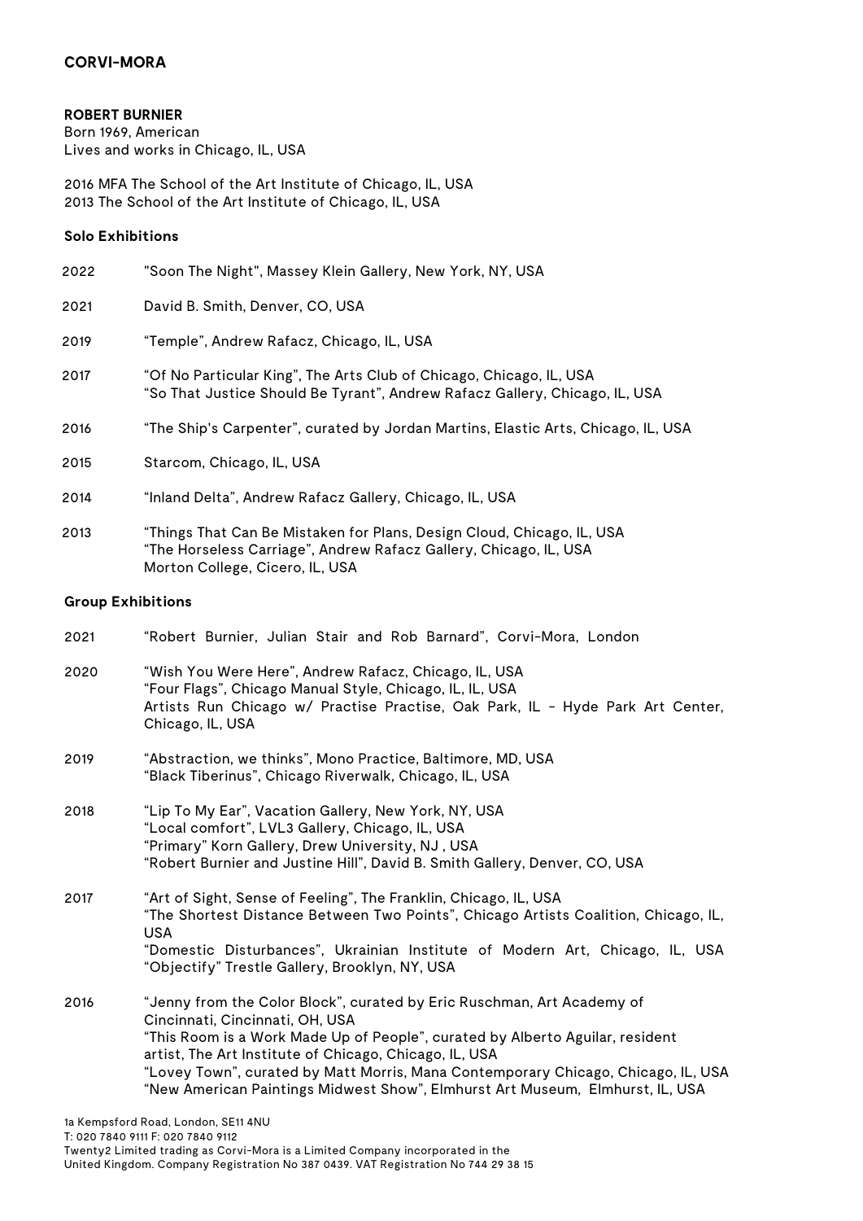# CORVI-MORA

## ROBERT BURNIER

Born 1969, American
Lives and works in Chicago, IL, USA

2016 MFA The School of the Art Institute of Chicago, IL, USA
2013 The School of the Art Institute of Chicago, IL, USA

### Solo Exhibitions

| | |
|---|---|
| 2022 | "Soon The Night", Massey Klein Gallery, New York, NY, USA |
| 2021 | David B. Smith, Denver, CO, USA |
| 2019 | "Temple", Andrew Rafacz, Chicago, IL, USA |
| 2017 | "Of No Particular King", The Arts Club of Chicago, Chicago, IL, USA<br>"So That Justice Should Be Tyrant", Andrew Rafacz Gallery, Chicago, IL, USA |
| 2016 | "The Ship's Carpenter", curated by Jordan Martins, Elastic Arts, Chicago, IL, USA |
| 2015 | Starcom, Chicago, IL, USA |
| 2014 | "Inland Delta", Andrew Rafacz Gallery, Chicago, IL, USA |
| 2013 | "Things That Can Be Mistaken for Plans, Design Cloud, Chicago, IL, USA<br>"The Horseless Carriage", Andrew Rafacz Gallery, Chicago, IL, USA<br>Morton College, Cicero, IL, USA |

### Group Exhibitions

| | |
|---|---|
| 2021 | "Robert Burnier, Julian Stair and Rob Barnard", Corvi-Mora, London |
| 2020 | "Wish You Were Here", Andrew Rafacz, Chicago, IL, USA<br>"Four Flags", Chicago Manual Style, Chicago, IL, IL, USA<br>Artists Run Chicago w/ Practise Practise, Oak Park, IL - Hyde Park Art Center, Chicago, IL, USA |
| 2019 | "Abstraction, we thinks", Mono Practice, Baltimore, MD, USA<br>"Black Tiberinus", Chicago Riverwalk, Chicago, IL, USA |
| 2018 | "Lip To My Ear", Vacation Gallery, New York, NY, USA<br>"Local comfort", LVL3 Gallery, Chicago, IL, USA<br>"Primary" Korn Gallery, Drew University, NJ , USA<br>"Robert Burnier and Justine Hill", David B. Smith Gallery, Denver, CO, USA |
| 2017 | "Art of Sight, Sense of Feeling", The Franklin, Chicago, IL, USA<br>"The Shortest Distance Between Two Points", Chicago Artists Coalition, Chicago, IL, USA<br>"Domestic Disturbances", Ukrainian Institute of Modern Art, Chicago, IL, USA<br>"Objectify" Trestle Gallery, Brooklyn, NY, USA |
| 2016 | "Jenny from the Color Block", curated by Eric Ruschman, Art Academy of Cincinnati, Cincinnati, OH, USA<br>"This Room is a Work Made Up of People", curated by Alberto Aguilar, resident artist, The Art Institute of Chicago, Chicago, IL, USA<br>"Lovey Town", curated by Matt Morris, Mana Contemporary Chicago, Chicago, IL, USA<br>"New American Paintings Midwest Show", Elmhurst Art Museum, Elmhurst, IL, USA |

1a Kempsford Road, London, SE11 4NU
T: 020 7840 9111 F: 020 7840 9112
Twenty2 Limited trading as Corvi-Mora is a Limited Company incorporated in the United Kingdom. Company Registration No 387 0439. VAT Registration No 744 29 38 15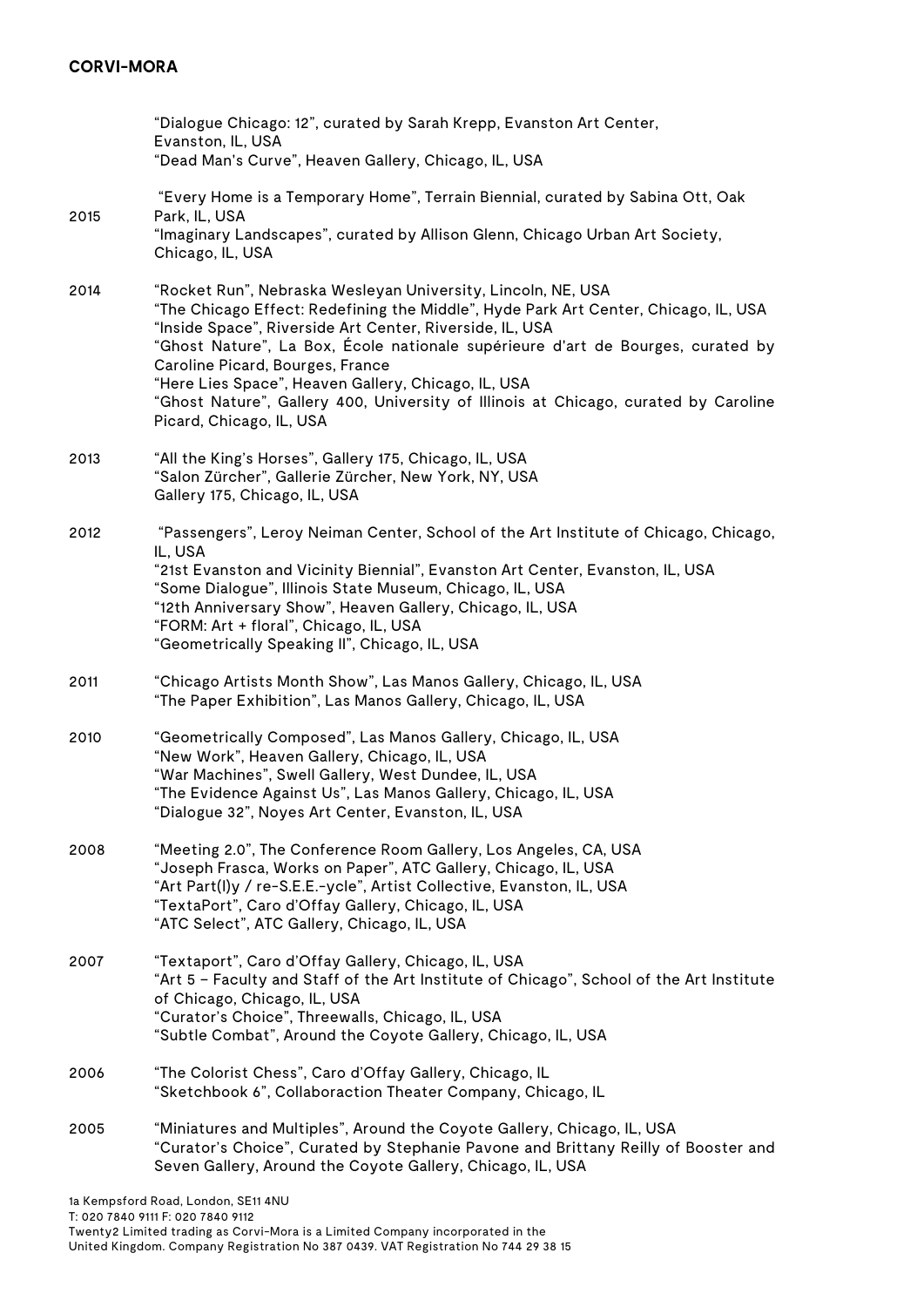"Dialogue Chicago: 12", curated by Sarah Krepp, Evanston Art Center, Evanston, IL, USA
"Dead Man's Curve", Heaven Gallery, Chicago, IL, USA

2015 "Every Home is a Temporary Home", Terrain Biennial, curated by Sabina Ott, Oak Park, IL, USA
"Imaginary Landscapes", curated by Allison Glenn, Chicago Urban Art Society, Chicago, IL, USA

2014 "Rocket Run", Nebraska Wesleyan University, Lincoln, NE, USA
"The Chicago Effect: Redefining the Middle", Hyde Park Art Center, Chicago, IL, USA
"Inside Space", Riverside Art Center, Riverside, IL, USA
"Ghost Nature", La Box, École nationale supérieure d'art de Bourges, curated by Caroline Picard, Bourges, France
"Here Lies Space", Heaven Gallery, Chicago, IL, USA
"Ghost Nature", Gallery 400, University of Illinois at Chicago, curated by Caroline Picard, Chicago, IL, USA

2013 "All the King's Horses", Gallery 175, Chicago, IL, USA
"Salon Zürcher", Gallerie Zürcher, New York, NY, USA
Gallery 175, Chicago, IL, USA

2012 "Passengers", Leroy Neiman Center, School of the Art Institute of Chicago, Chicago, IL, USA
"21st Evanston and Vicinity Biennial", Evanston Art Center, Evanston, IL, USA
"Some Dialogue", Illinois State Museum, Chicago, IL, USA
"12th Anniversary Show", Heaven Gallery, Chicago, IL, USA
"FORM: Art + floral", Chicago, IL, USA
"Geometrically Speaking II", Chicago, IL, USA

2011 "Chicago Artists Month Show", Las Manos Gallery, Chicago, IL, USA
"The Paper Exhibition", Las Manos Gallery, Chicago, IL, USA

2010 "Geometrically Composed", Las Manos Gallery, Chicago, IL, USA
"New Work", Heaven Gallery, Chicago, IL, USA
"War Machines", Swell Gallery, West Dundee, IL, USA
"The Evidence Against Us", Las Manos Gallery, Chicago, IL, USA
"Dialogue 32", Noyes Art Center, Evanston, IL, USA

2008 "Meeting 2.0", The Conference Room Gallery, Los Angeles, CA, USA
"Joseph Frasca, Works on Paper", ATC Gallery, Chicago, IL, USA
"Art Part(I)y / re-S.E.E.-ycle", Artist Collective, Evanston, IL, USA
"TextaPort", Caro d'Offay Gallery, Chicago, IL, USA
"ATC Select", ATC Gallery, Chicago, IL, USA

2007 "Textaport", Caro d'Offay Gallery, Chicago, IL, USA
"Art 5 – Faculty and Staff of the Art Institute of Chicago", School of the Art Institute of Chicago, Chicago, IL, USA
"Curator's Choice", Threewalls, Chicago, IL, USA
"Subtle Combat", Around the Coyote Gallery, Chicago, IL, USA

2006 "The Colorist Chess", Caro d'Offay Gallery, Chicago, IL
"Sketchbook 6", Collaboraction Theater Company, Chicago, IL

2005 "Miniatures and Multiples", Around the Coyote Gallery, Chicago, IL, USA
"Curator's Choice", Curated by Stephanie Pavone and Brittany Reilly of Booster and Seven Gallery, Around the Coyote Gallery, Chicago, IL, USA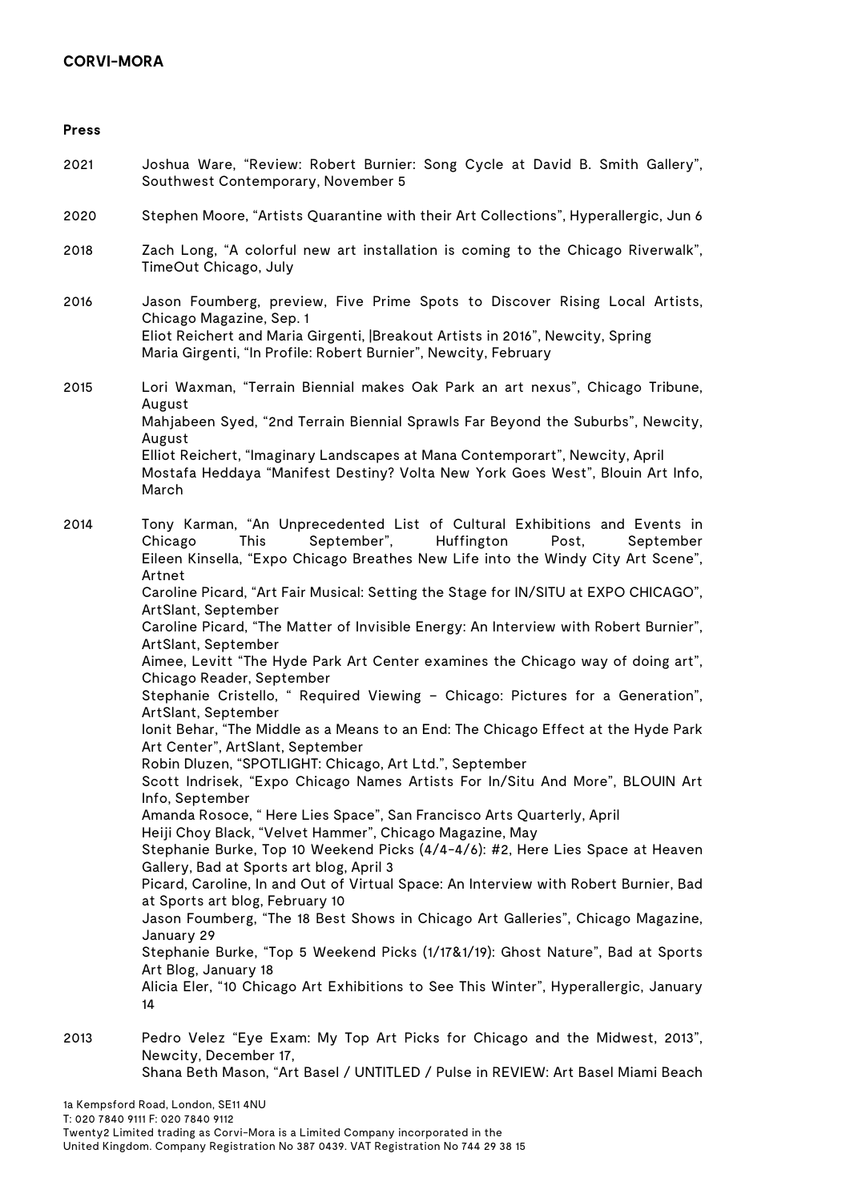**CORVI-MORA**

**Press**

2021 Joshua Ware, "Review: Robert Burnier: Song Cycle at David B. Smith Gallery", Southwest Contemporary, November 5

2020 Stephen Moore, "Artists Quarantine with their Art Collections", Hyperallergic, Jun 6

2018 Zach Long, "A colorful new art installation is coming to the Chicago Riverwalk", TimeOut Chicago, July

2016 Jason Foumberg, preview, Five Prime Spots to Discover Rising Local Artists, Chicago Magazine, Sep. 1
Eliot Reichert and Maria Girgenti, |Breakout Artists in 2016", Newcity, Spring
Maria Girgenti, "In Profile: Robert Burnier", Newcity, February

2015 Lori Waxman, "Terrain Biennial makes Oak Park an art nexus", Chicago Tribune, August
Mahjabeen Syed, "2nd Terrain Biennial Sprawls Far Beyond the Suburbs", Newcity, August
Elliot Reichert, "Imaginary Landscapes at Mana Contemporart", Newcity, April
Mostafa Heddaya "Manifest Destiny? Volta New York Goes West", Blouin Art Info, March

2014 Tony Karman, "An Unprecedented List of Cultural Exhibitions and Events in Chicago This September", Huffington Post, September
Eileen Kinsella, "Expo Chicago Breathes New Life into the Windy City Art Scene", Artnet
Caroline Picard, "Art Fair Musical: Setting the Stage for IN/SITU at EXPO CHICAGO", ArtSlant, September
Caroline Picard, "The Matter of Invisible Energy: An Interview with Robert Burnier", ArtSlant, September
Aimee, Levitt "The Hyde Park Art Center examines the Chicago way of doing art", Chicago Reader, September
Stephanie Cristello, " Required Viewing – Chicago: Pictures for a Generation", ArtSlant, September
Ionit Behar, "The Middle as a Means to an End: The Chicago Effect at the Hyde Park Art Center", ArtSlant, September
Robin Dluzen, "SPOTLIGHT: Chicago, Art Ltd.", September
Scott Indrisek, "Expo Chicago Names Artists For In/Situ And More", BLOUIN Art Info, September
Amanda Rosoce, " Here Lies Space", San Francisco Arts Quarterly, April
Heiji Choy Black, "Velvet Hammer", Chicago Magazine, May
Stephanie Burke, Top 10 Weekend Picks (4/4-4/6): #2, Here Lies Space at Heaven Gallery, Bad at Sports art blog, April 3
Picard, Caroline, In and Out of Virtual Space: An Interview with Robert Burnier, Bad at Sports art blog, February 10
Jason Foumberg, "The 18 Best Shows in Chicago Art Galleries", Chicago Magazine, January 29
Stephanie Burke, "Top 5 Weekend Picks (1/17&1/19): Ghost Nature", Bad at Sports Art Blog, January 18
Alicia Eler, "10 Chicago Art Exhibitions to See This Winter", Hyperallergic, January 14

2013 Pedro Velez "Eye Exam: My Top Art Picks for Chicago and the Midwest, 2013", Newcity, December 17,
Shana Beth Mason, "Art Basel / UNTITLED / Pulse in REVIEW: Art Basel Miami Beach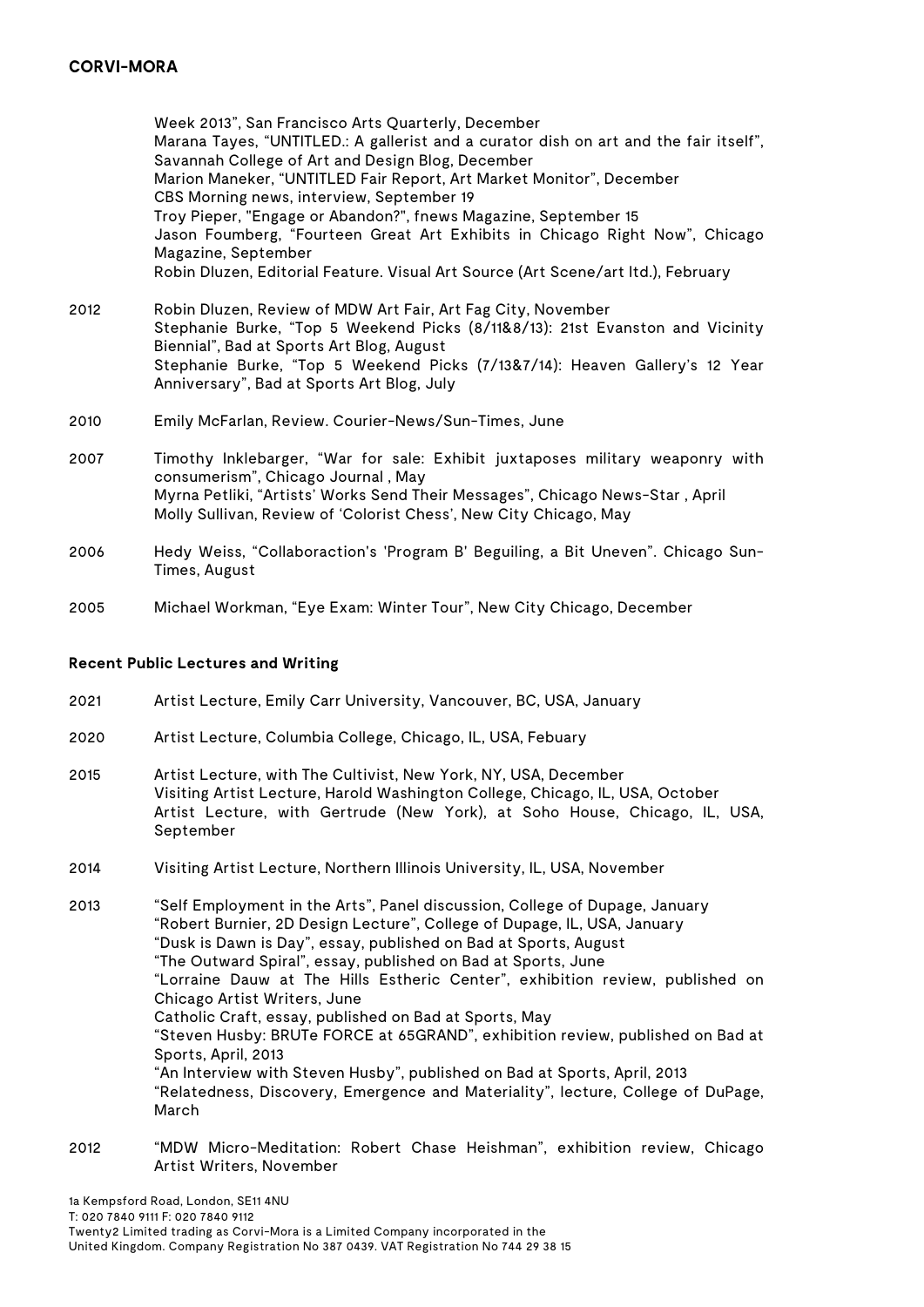Week 2013", San Francisco Arts Quarterly, December
Marana Tayes, "UNTITLED.: A gallerist and a curator dish on art and the fair itself", Savannah College of Art and Design Blog, December
Marion Maneker, "UNTITLED Fair Report, Art Market Monitor", December
CBS Morning news, interview, September 19
Troy Pieper, "Engage or Abandon?", fnews Magazine, September 15
Jason Foumberg, "Fourteen Great Art Exhibits in Chicago Right Now", Chicago Magazine, September
Robin Dluzen, Editorial Feature. Visual Art Source (Art Scene/art ltd.), February

2012 Robin Dluzen, Review of MDW Art Fair, Art Fag City, November
Stephanie Burke, "Top 5 Weekend Picks (8/11&8/13): 21st Evanston and Vicinity Biennial", Bad at Sports Art Blog, August
Stephanie Burke, "Top 5 Weekend Picks (7/13&7/14): Heaven Gallery's 12 Year Anniversary", Bad at Sports Art Blog, July

2010 Emily McFarlan, Review. Courier-News/Sun-Times, June

2007 Timothy Inklebarger, "War for sale: Exhibit juxtaposes military weaponry with consumerism", Chicago Journal , May
Myrna Petliki, "Artists' Works Send Their Messages", Chicago News-Star , April
Molly Sullivan, Review of 'Colorist Chess', New City Chicago, May

2006 Hedy Weiss, "Collaboraction's 'Program B' Beguiling, a Bit Uneven". Chicago Sun-Times, August

2005 Michael Workman, "Eye Exam: Winter Tour", New City Chicago, December

**Recent Public Lectures and Writing**

2021 Artist Lecture, Emily Carr University, Vancouver, BC, USA, January

2020 Artist Lecture, Columbia College, Chicago, IL, USA, Febuary

2015 Artist Lecture, with The Cultivist, New York, NY, USA, December
Visiting Artist Lecture, Harold Washington College, Chicago, IL, USA, October
Artist Lecture, with Gertrude (New York), at Soho House, Chicago, IL, USA, September

2014 Visiting Artist Lecture, Northern Illinois University, IL, USA, November

2013 "Self Employment in the Arts", Panel discussion, College of Dupage, January
"Robert Burnier, 2D Design Lecture", College of Dupage, IL, USA, January
"Dusk is Dawn is Day", essay, published on Bad at Sports, August
"The Outward Spiral", essay, published on Bad at Sports, June
"Lorraine Dauw at The Hills Estheric Center", exhibition review, published on Chicago Artist Writers, June
Catholic Craft, essay, published on Bad at Sports, May
"Steven Husby: BRUTe FORCE at 65GRAND", exhibition review, published on Bad at Sports, April, 2013
"An Interview with Steven Husby", published on Bad at Sports, April, 2013
"Relatedness, Discovery, Emergence and Materiality", lecture, College of DuPage, March

2012 "MDW Micro-Meditation: Robert Chase Heishman", exhibition review, Chicago Artist Writers, November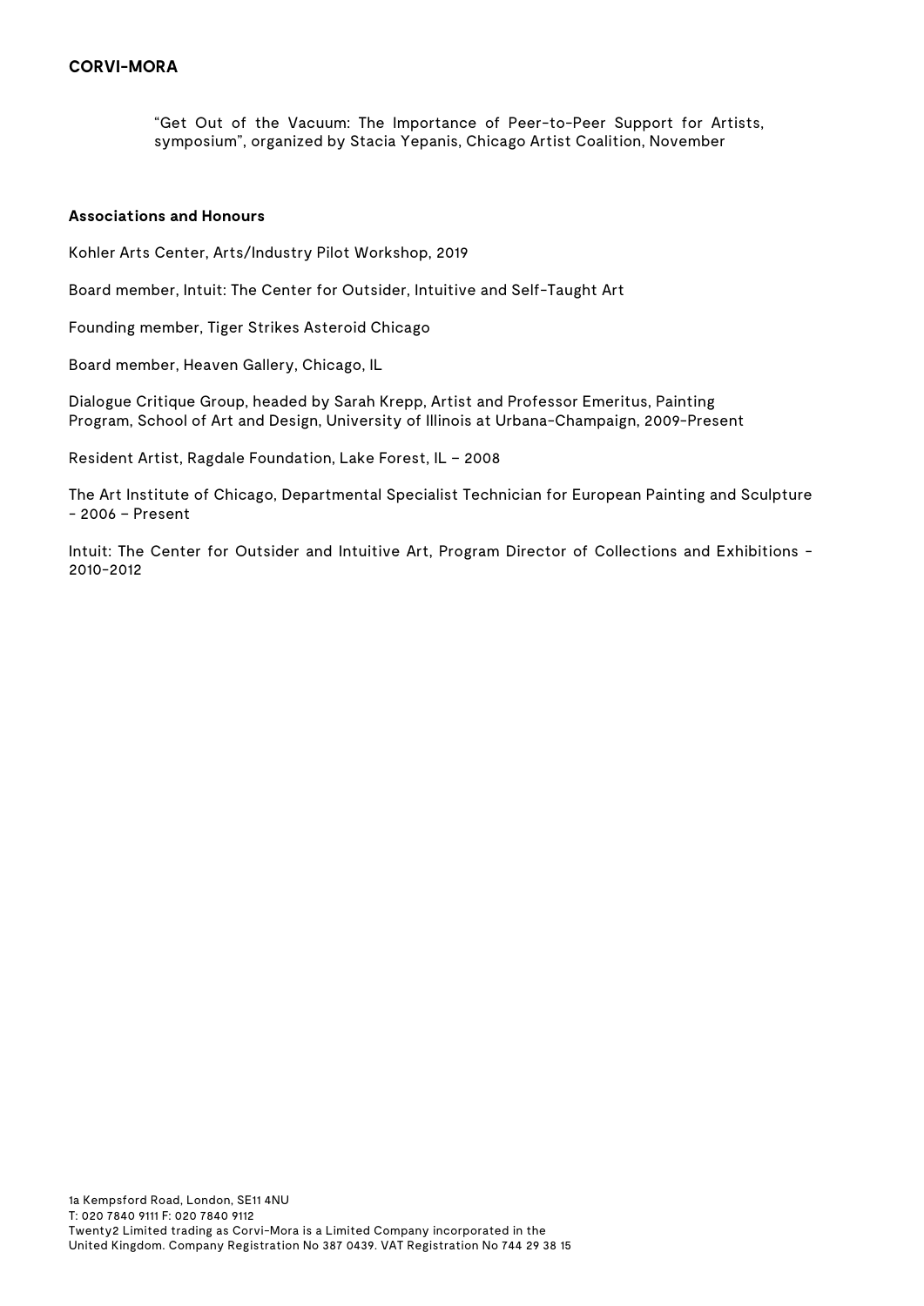"Get Out of the Vacuum: The Importance of Peer-to-Peer Support for Artists, symposium", organized by Stacia Yepanis, Chicago Artist Coalition, November

**Associations and Honours**

Kohler Arts Center, Arts/Industry Pilot Workshop, 2019

Board member, Intuit: The Center for Outsider, Intuitive and Self-Taught Art

Founding member, Tiger Strikes Asteroid Chicago

Board member, Heaven Gallery, Chicago, IL

Dialogue Critique Group, headed by Sarah Krepp, Artist and Professor Emeritus, Painting Program, School of Art and Design, University of Illinois at Urbana-Champaign, 2009-Present

Resident Artist, Ragdale Foundation, Lake Forest, IL – 2008

The Art Institute of Chicago, Departmental Specialist Technician for European Painting and Sculpture - 2006 – Present

Intuit: The Center for Outsider and Intuitive Art, Program Director of Collections and Exhibitions - 2010-2012